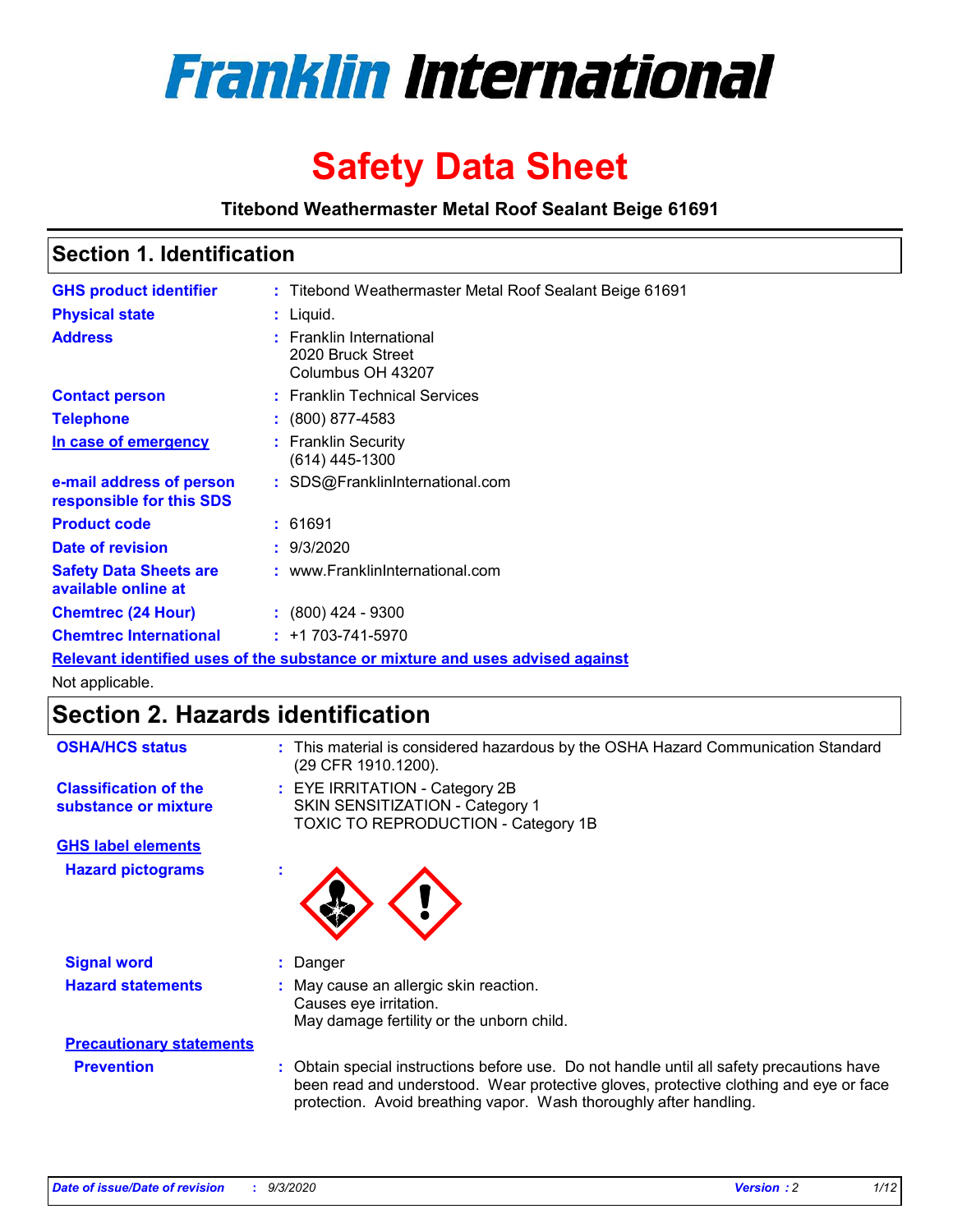# Franklin International

# Safety Data Sheet

**Titebond Weathermaster Metal Roof Sealant Beige 61691**

## Section 1. Identification

| | | |
|---|---|---|
| **GHS product identifier** | : | Titebond Weathermaster Metal Roof Sealant Beige 61691 |
| **Physical state** | : | Liquid. |
| **Address** | : | Franklin International<br>2020 Bruck Street<br>Columbus OH 43207 |
| **Contact person** | : | Franklin Technical Services |
| **Telephone** | : | (800) 877-4583 |
| **In case of emergency** | : | Franklin Security<br>(614) 445-1300 |
| **e-mail address of person responsible for this SDS** | : | SDS@FranklinInternational.com |
| **Product code** | : | 61691 |
| **Date of revision** | : | 9/3/2020 |
| **Safety Data Sheets are available online at** | : | www.FranklinInternational.com |
| **Chemtrec (24 Hour)** | : | (800) 424 - 9300 |
| **Chemtrec International** | : | +1 703-741-5970 |

**Relevant identified uses of the substance or mixture and uses advised against**

Not applicable.

## Section 2. Hazards identification

| | | |
|---|---|---|
| **OSHA/HCS status** | : | This material is considered hazardous by the OSHA Hazard Communication Standard (29 CFR 1910.1200). |
| **Classification of the substance or mixture** | : | EYE IRRITATION - Category 2B<br>SKIN SENSITIZATION - Category 1<br>TOXIC TO REPRODUCTION - Category 1B |

**GHS label elements**

| | | |
|---|---|---|
| **Hazard pictograms** | : | |
| **Signal word** | : | Danger |
| **Hazard statements** | : | May cause an allergic skin reaction.<br>Causes eye irritation.<br>May damage fertility or the unborn child. |

**Precautionary statements**

| | | |
|---|---|---|
| **Prevention** | : | Obtain special instructions before use. Do not handle until all safety precautions have been read and understood. Wear protective gloves, protective clothing and eye or face protection. Avoid breathing vapor. Wash thoroughly after handling. |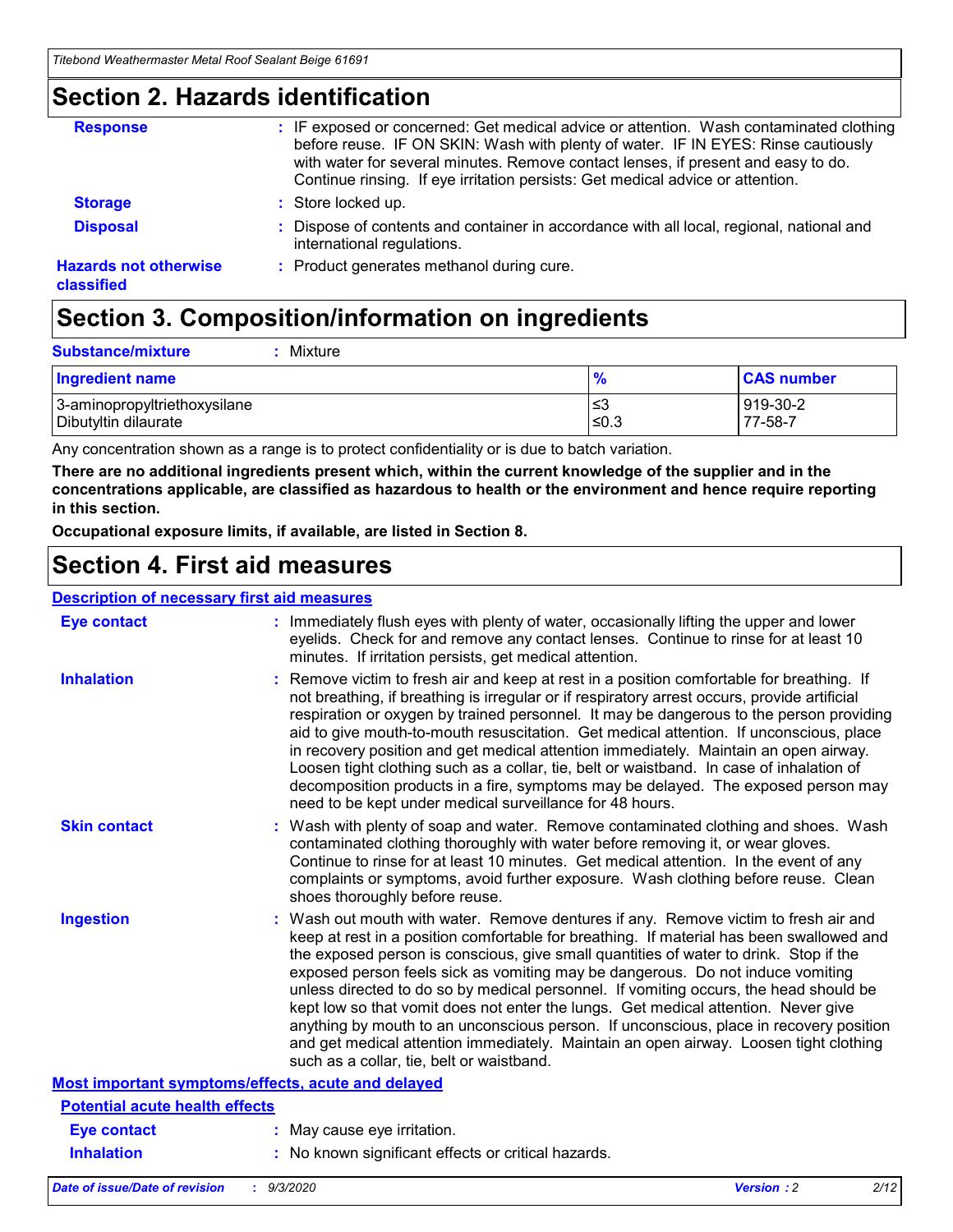## Section 2. Hazards identification

**Response** : IF exposed or concerned: Get medical advice or attention. Wash contaminated clothing before reuse. IF ON SKIN: Wash with plenty of water. IF IN EYES: Rinse cautiously with water for several minutes. Remove contact lenses, if present and easy to do. Continue rinsing. If eye irritation persists: Get medical advice or attention.

**Storage** : Store locked up.

**Disposal** : Dispose of contents and container in accordance with all local, regional, national and international regulations.

**Hazards not otherwise classified** : Product generates methanol during cure.

## Section 3. Composition/information on ingredients

**Substance/mixture** : Mixture

| Ingredient name | % | CAS number |
|---|---|---|
| 3-aminopropyltriethoxysilane | ≤3 | 919-30-2 |
| Dibutyltin dilaurate | ≤0.3 | 77-58-7 |

Any concentration shown as a range is to protect confidentiality or is due to batch variation.

**There are no additional ingredients present which, within the current knowledge of the supplier and in the concentrations applicable, are classified as hazardous to health or the environment and hence require reporting in this section.**

**Occupational exposure limits, if available, are listed in Section 8.**

## Section 4. First aid measures

### Description of necessary first aid measures

**Eye contact** : Immediately flush eyes with plenty of water, occasionally lifting the upper and lower eyelids. Check for and remove any contact lenses. Continue to rinse for at least 10 minutes. If irritation persists, get medical attention.

**Inhalation** : Remove victim to fresh air and keep at rest in a position comfortable for breathing. If not breathing, if breathing is irregular or if respiratory arrest occurs, provide artificial respiration or oxygen by trained personnel. It may be dangerous to the person providing aid to give mouth-to-mouth resuscitation. Get medical attention. If unconscious, place in recovery position and get medical attention immediately. Maintain an open airway. Loosen tight clothing such as a collar, tie, belt or waistband. In case of inhalation of decomposition products in a fire, symptoms may be delayed. The exposed person may need to be kept under medical surveillance for 48 hours.

**Skin contact** : Wash with plenty of soap and water. Remove contaminated clothing and shoes. Wash contaminated clothing thoroughly with water before removing it, or wear gloves. Continue to rinse for at least 10 minutes. Get medical attention. In the event of any complaints or symptoms, avoid further exposure. Wash clothing before reuse. Clean shoes thoroughly before reuse.

**Ingestion** : Wash out mouth with water. Remove dentures if any. Remove victim to fresh air and keep at rest in a position comfortable for breathing. If material has been swallowed and the exposed person is conscious, give small quantities of water to drink. Stop if the exposed person feels sick as vomiting may be dangerous. Do not induce vomiting unless directed to do so by medical personnel. If vomiting occurs, the head should be kept low so that vomit does not enter the lungs. Get medical attention. Never give anything by mouth to an unconscious person. If unconscious, place in recovery position and get medical attention immediately. Maintain an open airway. Loosen tight clothing such as a collar, tie, belt or waistband.

### Most important symptoms/effects, acute and delayed

#### Potential acute health effects

**Eye contact** : May cause eye irritation.

**Inhalation** : No known significant effects or critical hazards.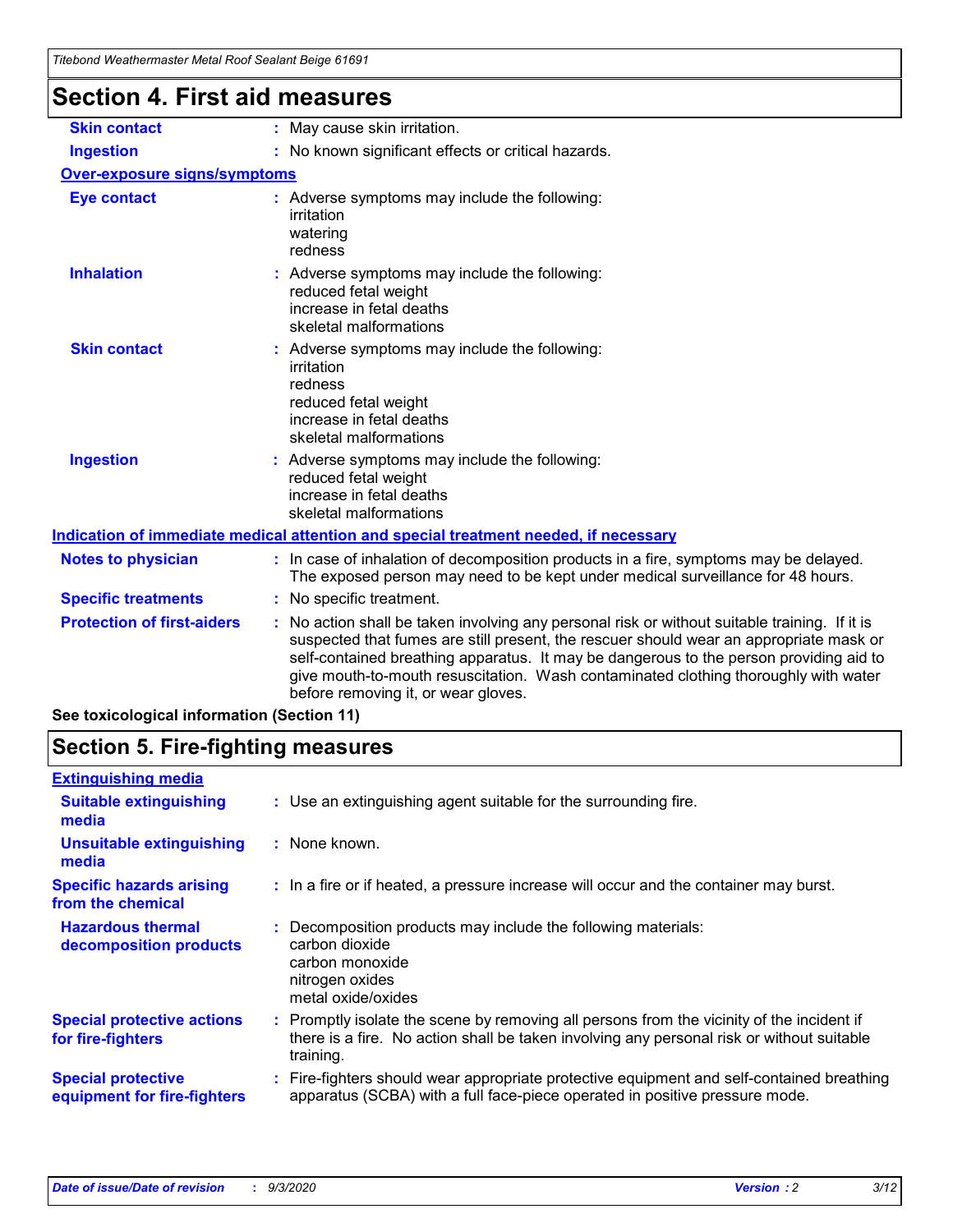# Section 4. First aid measures

| | |
|---|---|
| **Skin contact** | : May cause skin irritation. |
| **Ingestion** | : No known significant effects or critical hazards. |

**Over-exposure signs/symptoms**

| | |
|---|---|
| **Eye contact** | : Adverse symptoms may include the following:<br>irritation<br>watering<br>redness |
| **Inhalation** | : Adverse symptoms may include the following:<br>reduced fetal weight<br>increase in fetal deaths<br>skeletal malformations |
| **Skin contact** | : Adverse symptoms may include the following:<br>irritation<br>redness<br>reduced fetal weight<br>increase in fetal deaths<br>skeletal malformations |
| **Ingestion** | : Adverse symptoms may include the following:<br>reduced fetal weight<br>increase in fetal deaths<br>skeletal malformations |

**Indication of immediate medical attention and special treatment needed, if necessary**

| | |
|---|---|
| **Notes to physician** | : In case of inhalation of decomposition products in a fire, symptoms may be delayed. The exposed person may need to be kept under medical surveillance for 48 hours. |
| **Specific treatments** | : No specific treatment. |
| **Protection of first-aiders** | : No action shall be taken involving any personal risk or without suitable training. If it is suspected that fumes are still present, the rescuer should wear an appropriate mask or self-contained breathing apparatus. It may be dangerous to the person providing aid to give mouth-to-mouth resuscitation. Wash contaminated clothing thoroughly with water before removing it, or wear gloves. |

**See toxicological information (Section 11)**

# Section 5. Fire-fighting measures

**Extinguishing media**

| | |
|---|---|
| **Suitable extinguishing media** | : Use an extinguishing agent suitable for the surrounding fire. |
| **Unsuitable extinguishing media** | : None known. |
| **Specific hazards arising from the chemical** | : In a fire or if heated, a pressure increase will occur and the container may burst. |
| **Hazardous thermal decomposition products** | : Decomposition products may include the following materials:<br>carbon dioxide<br>carbon monoxide<br>nitrogen oxides<br>metal oxide/oxides |
| **Special protective actions for fire-fighters** | : Promptly isolate the scene by removing all persons from the vicinity of the incident if there is a fire. No action shall be taken involving any personal risk or without suitable training. |
| **Special protective equipment for fire-fighters** | : Fire-fighters should wear appropriate protective equipment and self-contained breathing apparatus (SCBA) with a full face-piece operated in positive pressure mode. |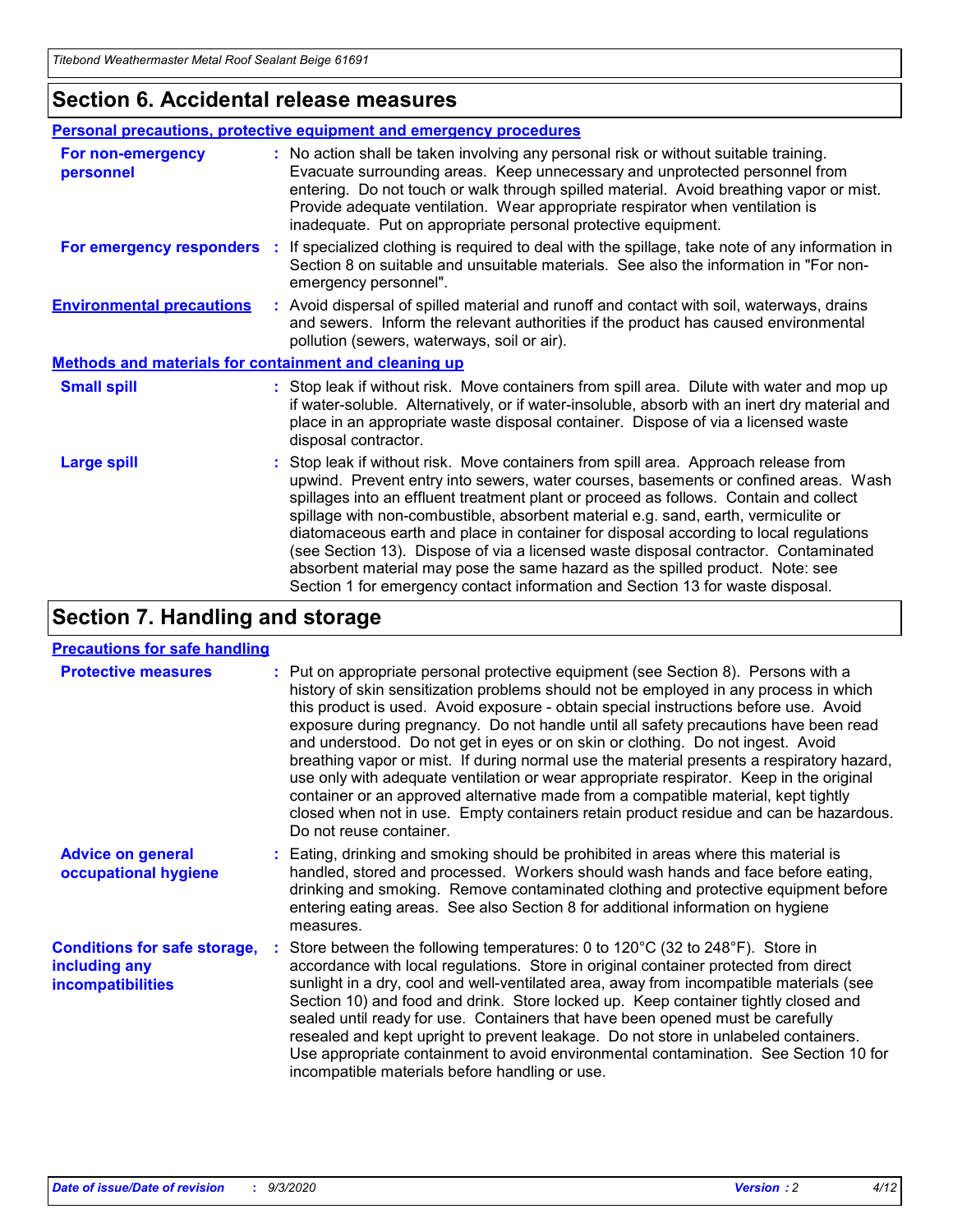## Section 6. Accidental release measures

### Personal precautions, protective equipment and emergency procedures

**For non-emergency personnel** : No action shall be taken involving any personal risk or without suitable training. Evacuate surrounding areas. Keep unnecessary and unprotected personnel from entering. Do not touch or walk through spilled material. Avoid breathing vapor or mist. Provide adequate ventilation. Wear appropriate respirator when ventilation is inadequate. Put on appropriate personal protective equipment.

**For emergency responders** : If specialized clothing is required to deal with the spillage, take note of any information in Section 8 on suitable and unsuitable materials. See also the information in "For non-emergency personnel".

**Environmental precautions** : Avoid dispersal of spilled material and runoff and contact with soil, waterways, drains and sewers. Inform the relevant authorities if the product has caused environmental pollution (sewers, waterways, soil or air).

### Methods and materials for containment and cleaning up

**Small spill** : Stop leak if without risk. Move containers from spill area. Dilute with water and mop up if water-soluble. Alternatively, or if water-insoluble, absorb with an inert dry material and place in an appropriate waste disposal container. Dispose of via a licensed waste disposal contractor.

**Large spill** : Stop leak if without risk. Move containers from spill area. Approach release from upwind. Prevent entry into sewers, water courses, basements or confined areas. Wash spillages into an effluent treatment plant or proceed as follows. Contain and collect spillage with non-combustible, absorbent material e.g. sand, earth, vermiculite or diatomaceous earth and place in container for disposal according to local regulations (see Section 13). Dispose of via a licensed waste disposal contractor. Contaminated absorbent material may pose the same hazard as the spilled product. Note: see Section 1 for emergency contact information and Section 13 for waste disposal.

## Section 7. Handling and storage

### Precautions for safe handling

**Protective measures** : Put on appropriate personal protective equipment (see Section 8). Persons with a history of skin sensitization problems should not be employed in any process in which this product is used. Avoid exposure - obtain special instructions before use. Avoid exposure during pregnancy. Do not handle until all safety precautions have been read and understood. Do not get in eyes or on skin or clothing. Do not ingest. Avoid breathing vapor or mist. If during normal use the material presents a respiratory hazard, use only with adequate ventilation or wear appropriate respirator. Keep in the original container or an approved alternative made from a compatible material, kept tightly closed when not in use. Empty containers retain product residue and can be hazardous. Do not reuse container.

**Advice on general occupational hygiene** : Eating, drinking and smoking should be prohibited in areas where this material is handled, stored and processed. Workers should wash hands and face before eating, drinking and smoking. Remove contaminated clothing and protective equipment before entering eating areas. See also Section 8 for additional information on hygiene measures.

**Conditions for safe storage, including any incompatibilities** : Store between the following temperatures: 0 to 120°C (32 to 248°F). Store in accordance with local regulations. Store in original container protected from direct sunlight in a dry, cool and well-ventilated area, away from incompatible materials (see Section 10) and food and drink. Store locked up. Keep container tightly closed and sealed until ready for use. Containers that have been opened must be carefully resealed and kept upright to prevent leakage. Do not store in unlabeled containers. Use appropriate containment to avoid environmental contamination. See Section 10 for incompatible materials before handling or use.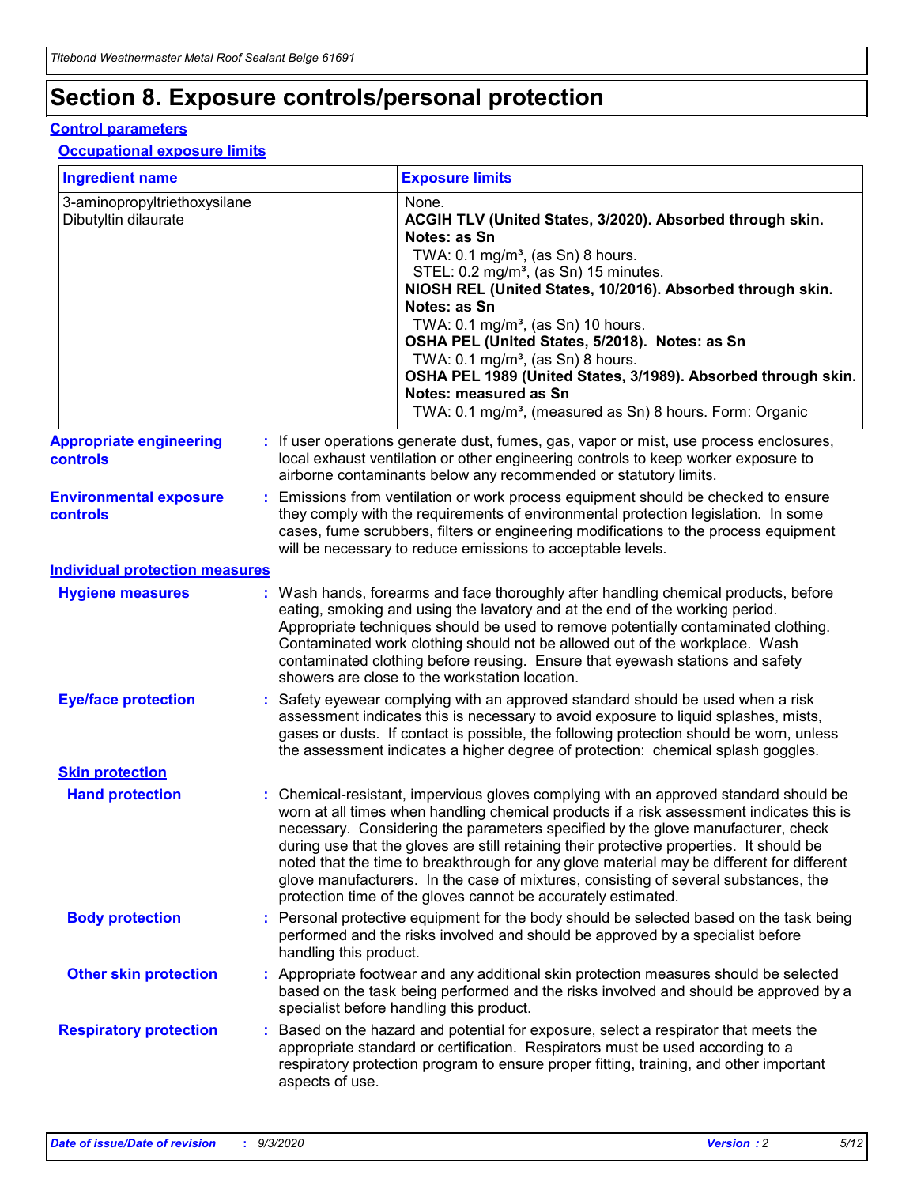# Section 8. Exposure controls/personal protection

## Control parameters

### Occupational exposure limits

| Ingredient name | Exposure limits |
| --- | --- |
| 3-aminopropyltriethoxysilane | None. |
| Dibutyltin dilaurate | **ACGIH TLV (United States, 3/2020). Absorbed through skin. Notes: as Sn**<br>TWA: 0.1 mg/m³, (as Sn) 8 hours.<br>STEL: 0.2 mg/m³, (as Sn) 15 minutes.<br>**NIOSH REL (United States, 10/2016). Absorbed through skin. Notes: as Sn**<br>TWA: 0.1 mg/m³, (as Sn) 10 hours.<br>**OSHA PEL (United States, 5/2018). Notes: as Sn**<br>TWA: 0.1 mg/m³, (as Sn) 8 hours.<br>**OSHA PEL 1989 (United States, 3/1989). Absorbed through skin. Notes: measured as Sn**<br>TWA: 0.1 mg/m³, (measured as Sn) 8 hours. Form: Organic |

**Appropriate engineering controls** : If user operations generate dust, fumes, gas, vapor or mist, use process enclosures, local exhaust ventilation or other engineering controls to keep worker exposure to airborne contaminants below any recommended or statutory limits.

**Environmental exposure controls** : Emissions from ventilation or work process equipment should be checked to ensure they comply with the requirements of environmental protection legislation. In some cases, fume scrubbers, filters or engineering modifications to the process equipment will be necessary to reduce emissions to acceptable levels.

## Individual protection measures

**Hygiene measures** : Wash hands, forearms and face thoroughly after handling chemical products, before eating, smoking and using the lavatory and at the end of the working period. Appropriate techniques should be used to remove potentially contaminated clothing. Contaminated work clothing should not be allowed out of the workplace. Wash contaminated clothing before reusing. Ensure that eyewash stations and safety showers are close to the workstation location.

**Eye/face protection** : Safety eyewear complying with an approved standard should be used when a risk assessment indicates this is necessary to avoid exposure to liquid splashes, mists, gases or dusts. If contact is possible, the following protection should be worn, unless the assessment indicates a higher degree of protection: chemical splash goggles.

### Skin protection

**Hand protection** : Chemical-resistant, impervious gloves complying with an approved standard should be worn at all times when handling chemical products if a risk assessment indicates this is necessary. Considering the parameters specified by the glove manufacturer, check during use that the gloves are still retaining their protective properties. It should be noted that the time to breakthrough for any glove material may be different for different glove manufacturers. In the case of mixtures, consisting of several substances, the protection time of the gloves cannot be accurately estimated.

**Body protection** : Personal protective equipment for the body should be selected based on the task being performed and the risks involved and should be approved by a specialist before handling this product.

**Other skin protection** : Appropriate footwear and any additional skin protection measures should be selected based on the task being performed and the risks involved and should be approved by a specialist before handling this product.

**Respiratory protection** : Based on the hazard and potential for exposure, select a respirator that meets the appropriate standard or certification. Respirators must be used according to a respiratory protection program to ensure proper fitting, training, and other important aspects of use.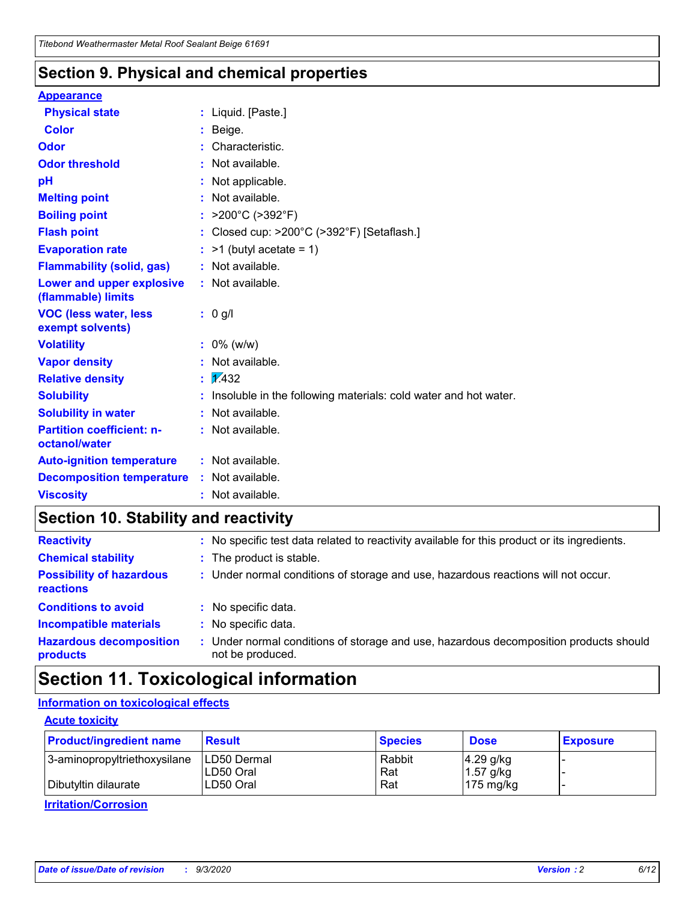## Section 9. Physical and chemical properties

**Appearance**

| | |
|---|---|
| **Physical state** | : Liquid. [Paste.] |
| **Color** | : Beige. |
| **Odor** | : Characteristic. |
| **Odor threshold** | : Not available. |
| **pH** | : Not applicable. |
| **Melting point** | : Not available. |
| **Boiling point** | : >200°C (>392°F) |
| **Flash point** | : Closed cup: >200°C (>392°F) [Setaflash.] |
| **Evaporation rate** | : >1 (butyl acetate = 1) |
| **Flammability (solid, gas)** | : Not available. |
| **Lower and upper explosive (flammable) limits** | : Not available. |
| **VOC (less water, less exempt solvents)** | : 0 g/l |
| **Volatility** | : 0% (w/w) |
| **Vapor density** | : Not available. |
| **Relative density** | : 1.432 |
| **Solubility** | : Insoluble in the following materials: cold water and hot water. |
| **Solubility in water** | : Not available. |
| **Partition coefficient: n-octanol/water** | : Not available. |
| **Auto-ignition temperature** | : Not available. |
| **Decomposition temperature** | : Not available. |
| **Viscosity** | : Not available. |

## Section 10. Stability and reactivity

| | |
|---|---|
| **Reactivity** | : No specific test data related to reactivity available for this product or its ingredients. |
| **Chemical stability** | : The product is stable. |
| **Possibility of hazardous reactions** | : Under normal conditions of storage and use, hazardous reactions will not occur. |
| **Conditions to avoid** | : No specific data. |
| **Incompatible materials** | : No specific data. |
| **Hazardous decomposition products** | : Under normal conditions of storage and use, hazardous decomposition products should not be produced. |

## Section 11. Toxicological information

**Information on toxicological effects**

**Acute toxicity**

| Product/ingredient name | Result | Species | Dose | Exposure |
|---|---|---|---|---|
| 3-aminopropyltriethoxysilane | LD50 Dermal | Rabbit | 4.29 g/kg | - |
| | LD50 Oral | Rat | 1.57 g/kg | - |
| Dibutyltin dilaurate | LD50 Oral | Rat | 175 mg/kg | - |

**Irritation/Corrosion**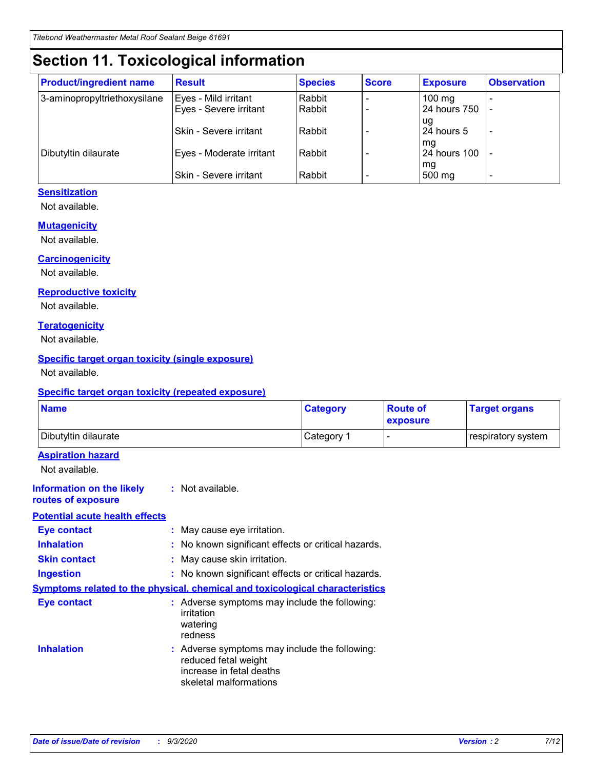# Section 11. Toxicological information

| Product/ingredient name | Result | Species | Score | Exposure | Observation |
|---|---|---|---|---|---|
| 3-aminopropyltriethoxysilane | Eyes - Mild irritant | Rabbit | - | 100 mg | - |
| | Eyes - Severe irritant | Rabbit | - | 24 hours 750 ug | - |
| | Skin - Severe irritant | Rabbit | - | 24 hours 5 mg | - |
| Dibutyltin dilaurate | Eyes - Moderate irritant | Rabbit | - | 24 hours 100 mg | - |
| | Skin - Severe irritant | Rabbit | - | 500 mg | - |

**Sensitization**

Not available.

**Mutagenicity**

Not available.

**Carcinogenicity**

Not available.

**Reproductive toxicity**

Not available.

**Teratogenicity**

Not available.

**Specific target organ toxicity (single exposure)**

Not available.

**Specific target organ toxicity (repeated exposure)**

| Name | Category | Route of exposure | Target organs |
|---|---|---|---|
| Dibutyltin dilaurate | Category 1 | - | respiratory system |

**Aspiration hazard**

Not available.

**Information on the likely routes of exposure** : Not available.

**Potential acute health effects**

**Eye contact** : May cause eye irritation.

**Inhalation** : No known significant effects or critical hazards.

**Skin contact** : May cause skin irritation.

**Ingestion** : No known significant effects or critical hazards.

**Symptoms related to the physical, chemical and toxicological characteristics**

**Eye contact** : Adverse symptoms may include the following:
irritation
watering
redness

**Inhalation** : Adverse symptoms may include the following:
reduced fetal weight
increase in fetal deaths
skeletal malformations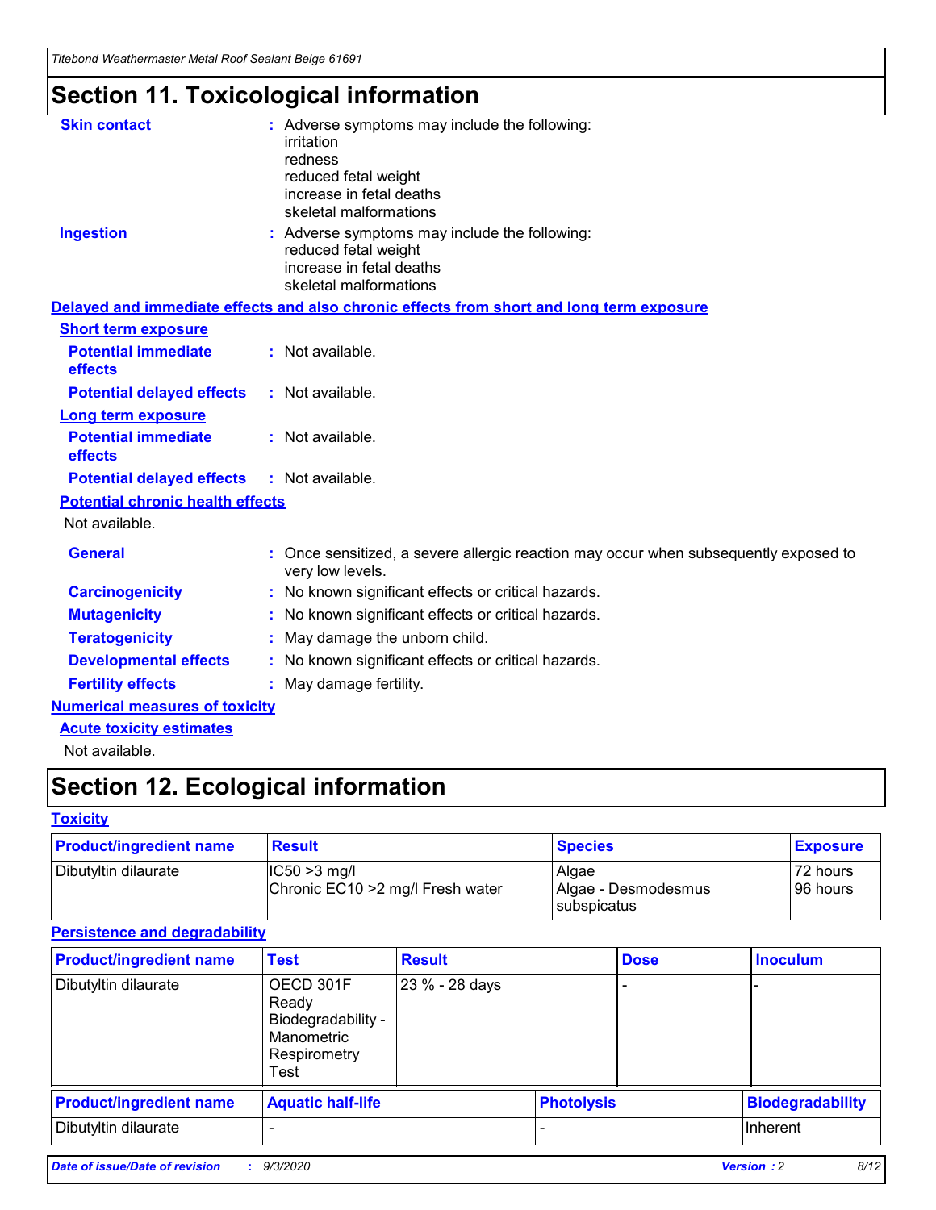# Section 11. Toxicological information

**Skin contact** : Adverse symptoms may include the following:
irritation
redness
reduced fetal weight
increase in fetal deaths
skeletal malformations

**Ingestion** : Adverse symptoms may include the following:
reduced fetal weight
increase in fetal deaths
skeletal malformations

## Delayed and immediate effects and also chronic effects from short and long term exposure

### Short term exposure

**Potential immediate effects** : Not available.

**Potential delayed effects** : Not available.

### Long term exposure

**Potential immediate effects** : Not available.

**Potential delayed effects** : Not available.

### Potential chronic health effects

Not available.

**General** : Once sensitized, a severe allergic reaction may occur when subsequently exposed to very low levels.

**Carcinogenicity** : No known significant effects or critical hazards.

**Mutagenicity** : No known significant effects or critical hazards.

**Teratogenicity** : May damage the unborn child.

**Developmental effects** : No known significant effects or critical hazards.

**Fertility effects** : May damage fertility.

## Numerical measures of toxicity

### Acute toxicity estimates

Not available.

# Section 12. Ecological information

## Toxicity

| Product/ingredient name | Result | Species | Exposure |
| --- | --- | --- | --- |
| Dibutyltin dilaurate | IC50 >3 mg/l<br>Chronic EC10 >2 mg/l Fresh water | Algae<br>Algae - Desmodesmus subspicatus | 72 hours<br>96 hours |

## Persistence and degradability

| Product/ingredient name | Test | Result | Dose | Inoculum |
| --- | --- | --- | --- | --- |
| Dibutyltin dilaurate | OECD 301F Ready Biodegradability - Manometric Respirometry Test | 23 % - 28 days | - | - |

| Product/ingredient name | Aquatic half-life | Photolysis | Biodegradability |
| --- | --- | --- | --- |
| Dibutyltin dilaurate | - | - | Inherent |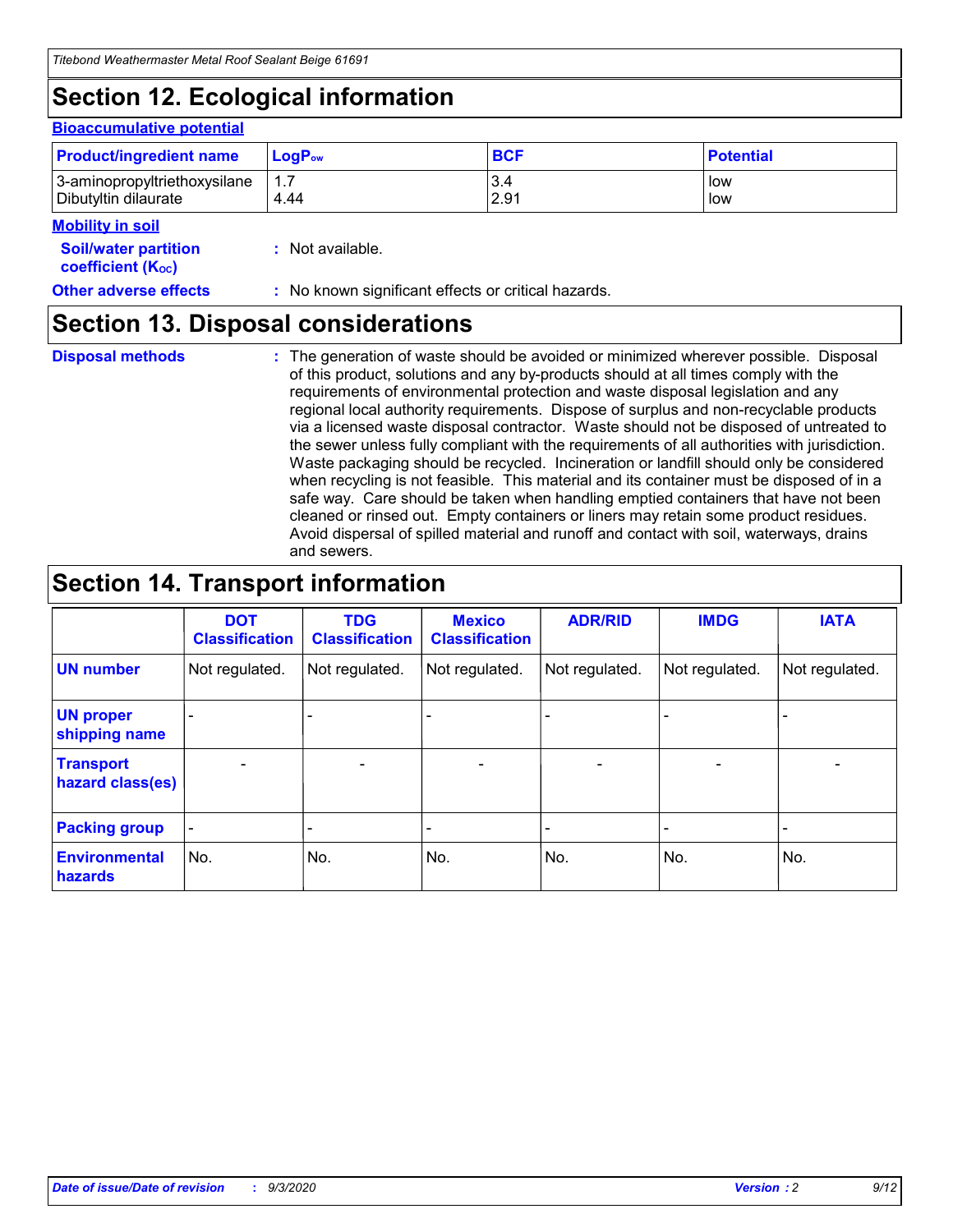# Section 12. Ecological information

## Bioaccumulative potential

| Product/ingredient name | $LogP_{ow}$ | BCF | Potential |
| --- | --- | --- | --- |
| 3-aminopropyltriethoxysilane<br>Dibutyltin dilaurate | 1.7<br>4.44 | 3.4<br>2.91 | low<br>low |

## Mobility in soil

**Soil/water partition coefficient ($K_{OC}$)** : Not available.

**Other adverse effects** : No known significant effects or critical hazards.

# Section 13. Disposal considerations

**Disposal methods** : The generation of waste should be avoided or minimized wherever possible. Disposal of this product, solutions and any by-products should at all times comply with the requirements of environmental protection and waste disposal legislation and any regional local authority requirements. Dispose of surplus and non-recyclable products via a licensed waste disposal contractor. Waste should not be disposed of untreated to the sewer unless fully compliant with the requirements of all authorities with jurisdiction. Waste packaging should be recycled. Incineration or landfill should only be considered when recycling is not feasible. This material and its container must be disposed of in a safe way. Care should be taken when handling emptied containers that have not been cleaned or rinsed out. Empty containers or liners may retain some product residues. Avoid dispersal of spilled material and runoff and contact with soil, waterways, drains and sewers.

# Section 14. Transport information

| | DOT Classification | TDG Classification | Mexico Classification | ADR/RID | IMDG | IATA |
| --- | --- | --- | --- | --- | --- | --- |
| UN number | Not regulated. | Not regulated. | Not regulated. | Not regulated. | Not regulated. | Not regulated. |
| UN proper shipping name | - | - | - | - | - | - |
| Transport hazard class(es) | - | - | - | - | - | - |
| Packing group | - | - | - | - | - | - |
| Environmental hazards | No. | No. | No. | No. | No. | No. |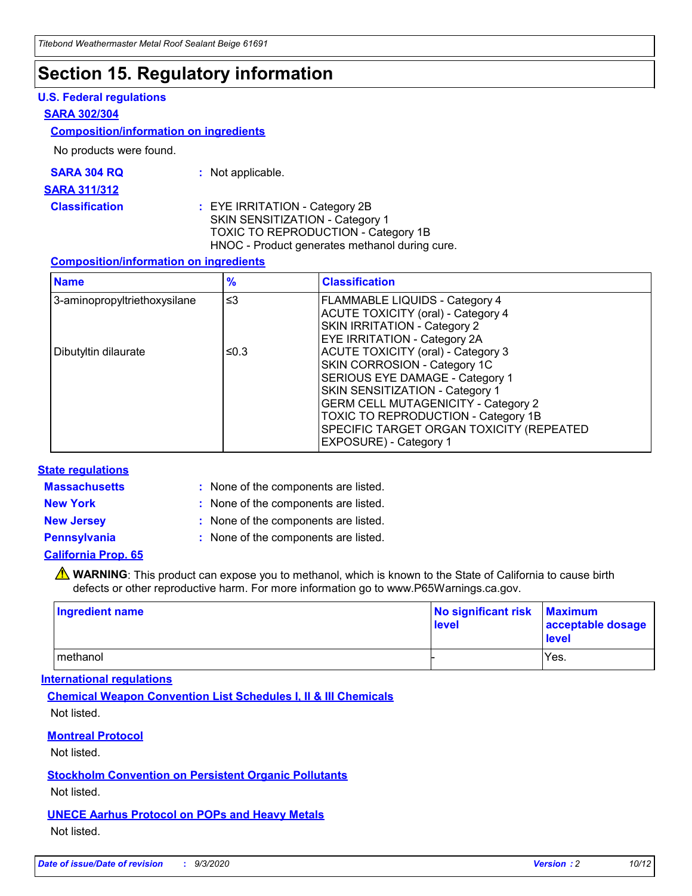# Section 15. Regulatory information

## U.S. Federal regulations

### SARA 302/304

#### Composition/information on ingredients

No products were found.

**SARA 304 RQ** : Not applicable.

### SARA 311/312

**Classification** : EYE IRRITATION - Category 2B
SKIN SENSITIZATION - Category 1
TOXIC TO REPRODUCTION - Category 1B
HNOC - Product generates methanol during cure.

#### Composition/information on ingredients

| Name | % | Classification |
|---|---|---|
| 3-aminopropyltriethoxysilane | ≤3 | FLAMMABLE LIQUIDS - Category 4<br>ACUTE TOXICITY (oral) - Category 4<br>SKIN IRRITATION - Category 2<br>EYE IRRITATION - Category 2A |
| Dibutyltin dilaurate | ≤0.3 | ACUTE TOXICITY (oral) - Category 3<br>SKIN CORROSION - Category 1C<br>SERIOUS EYE DAMAGE - Category 1<br>SKIN SENSITIZATION - Category 1<br>GERM CELL MUTAGENICITY - Category 2<br>TOXIC TO REPRODUCTION - Category 1B<br>SPECIFIC TARGET ORGAN TOXICITY (REPEATED EXPOSURE) - Category 1 |

## State regulations

**Massachusetts** : None of the components are listed.

**New York** : None of the components are listed.

**New Jersey** : None of the components are listed.

**Pennsylvania** : None of the components are listed.

### California Prop. 65

⚠ **WARNING**: This product can expose you to methanol, which is known to the State of California to cause birth defects or other reproductive harm. For more information go to www.P65Warnings.ca.gov.

| Ingredient name | No significant risk level | Maximum acceptable dosage level |
|---|---|---|
| methanol | - | Yes. |

## International regulations

### Chemical Weapon Convention List Schedules I, II & III Chemicals

Not listed.

### Montreal Protocol

Not listed.

### Stockholm Convention on Persistent Organic Pollutants

Not listed.

### UNECE Aarhus Protocol on POPs and Heavy Metals

Not listed.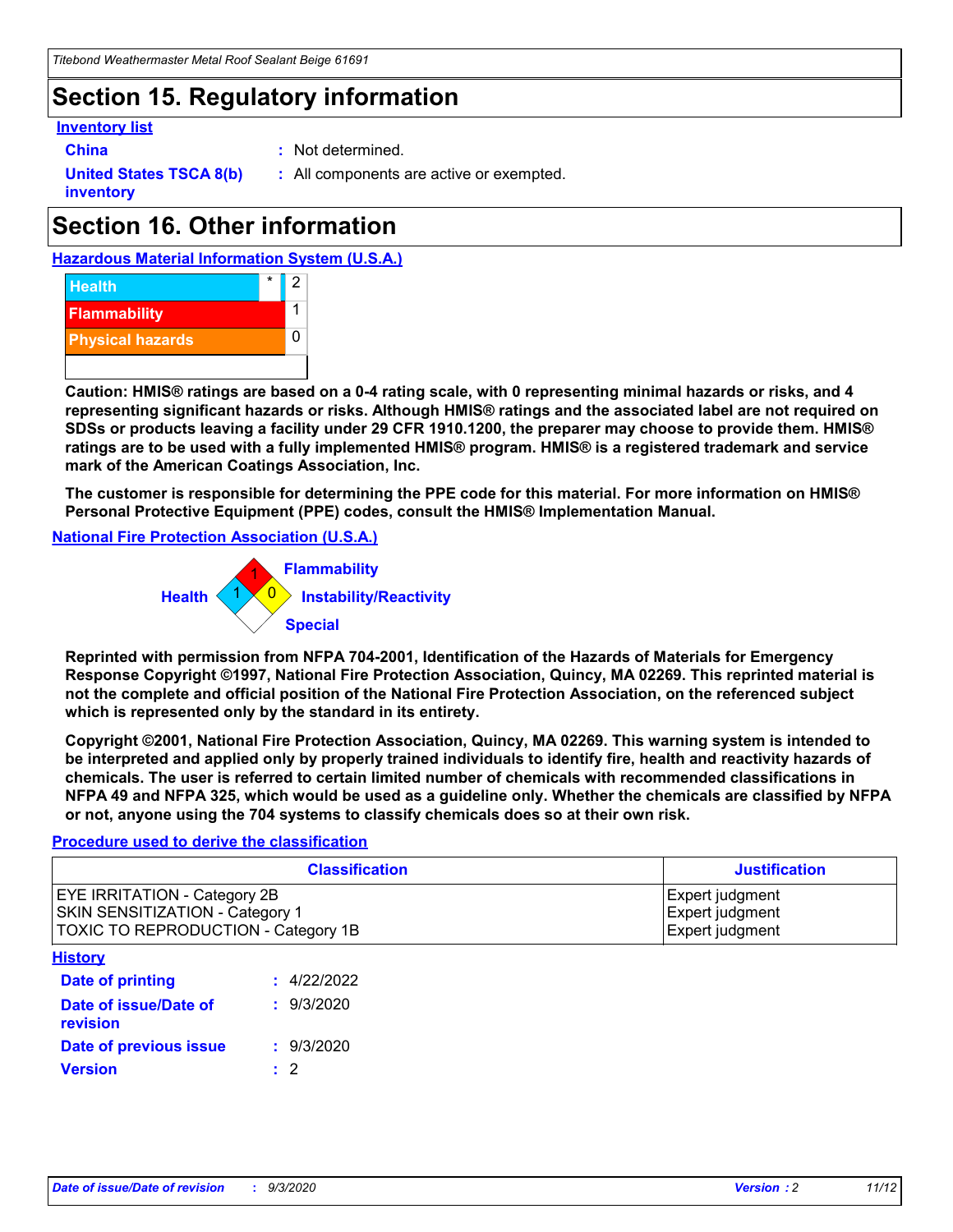# Section 15. Regulatory information

**Inventory list**

**China** : Not determined.

**United States TSCA 8(b) inventory** : All components are active or exempted.

# Section 16. Other information

**Hazardous Material Information System (U.S.A.)**

| | | |
|---|---|---|
| Health | * | 2 |
| Flammability | | 1 |
| Physical hazards | | 0 |

**Caution: HMIS® ratings are based on a 0-4 rating scale, with 0 representing minimal hazards or risks, and 4 representing significant hazards or risks. Although HMIS® ratings and the associated label are not required on SDSs or products leaving a facility under 29 CFR 1910.1200, the preparer may choose to provide them. HMIS® ratings are to be used with a fully implemented HMIS® program. HMIS® is a registered trademark and service mark of the American Coatings Association, Inc.**

**The customer is responsible for determining the PPE code for this material. For more information on HMIS® Personal Protective Equipment (PPE) codes, consult the HMIS® Implementation Manual.**

**National Fire Protection Association (U.S.A.)**

Flammability: 1
Health: 1
Instability/Reactivity: 0
Special

**Reprinted with permission from NFPA 704-2001, Identification of the Hazards of Materials for Emergency Response Copyright ©1997, National Fire Protection Association, Quincy, MA 02269. This reprinted material is not the complete and official position of the National Fire Protection Association, on the referenced subject which is represented only by the standard in its entirety.**

**Copyright ©2001, National Fire Protection Association, Quincy, MA 02269. This warning system is intended to be interpreted and applied only by properly trained individuals to identify fire, health and reactivity hazards of chemicals. The user is referred to certain limited number of chemicals with recommended classifications in NFPA 49 and NFPA 325, which would be used as a guideline only. Whether the chemicals are classified by NFPA or not, anyone using the 704 systems to classify chemicals does so at their own risk.**

**Procedure used to derive the classification**

| Classification | Justification |
|---|---|
| EYE IRRITATION - Category 2B | Expert judgment |
| SKIN SENSITIZATION - Category 1 | Expert judgment |
| TOXIC TO REPRODUCTION - Category 1B | Expert judgment |

**History**

**Date of printing** : 4/22/2022

**Date of issue/Date of revision** : 9/3/2020

**Date of previous issue** : 9/3/2020

**Version** : 2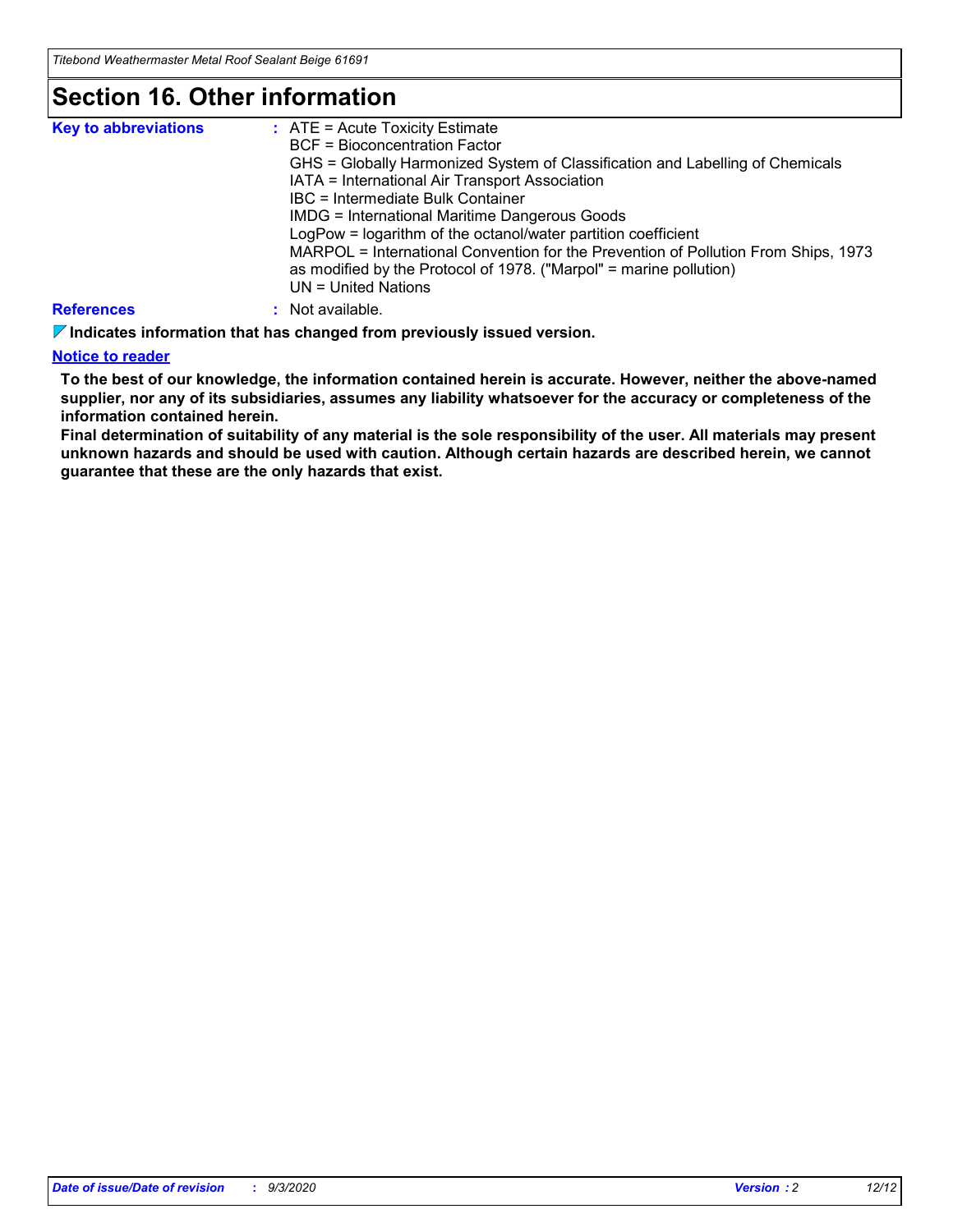## Section 16. Other information

**Key to abbreviations** : ATE = Acute Toxicity Estimate
BCF = Bioconcentration Factor
GHS = Globally Harmonized System of Classification and Labelling of Chemicals
IATA = International Air Transport Association
IBC = Intermediate Bulk Container
IMDG = International Maritime Dangerous Goods
LogPow = logarithm of the octanol/water partition coefficient
MARPOL = International Convention for the Prevention of Pollution From Ships, 1973 as modified by the Protocol of 1978. ("Marpol" = marine pollution)
UN = United Nations

**References** : Not available.

**Indicates information that has changed from previously issued version.**

**Notice to reader**

**To the best of our knowledge, the information contained herein is accurate. However, neither the above-named supplier, nor any of its subsidiaries, assumes any liability whatsoever for the accuracy or completeness of the information contained herein.**

**Final determination of suitability of any material is the sole responsibility of the user. All materials may present unknown hazards and should be used with caution. Although certain hazards are described herein, we cannot guarantee that these are the only hazards that exist.**